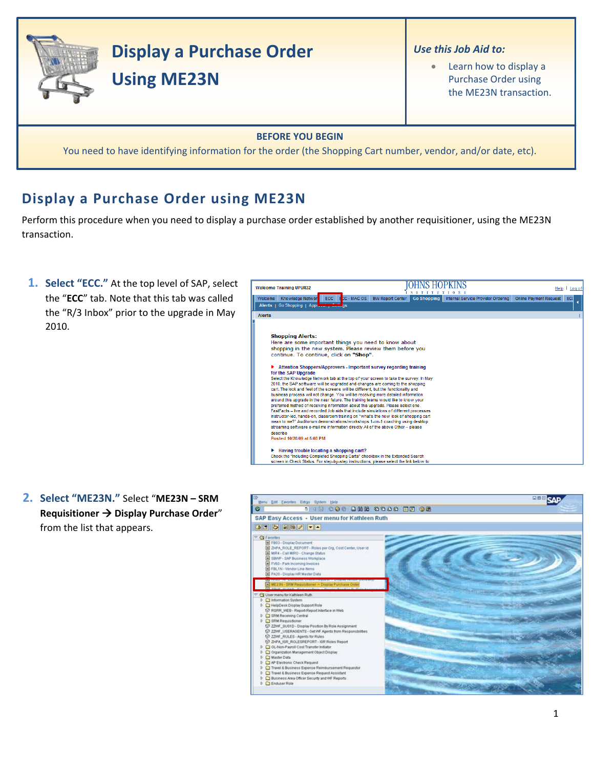# Display a Purchase Order Using ME23N

*Use this Job Aid to:*

- Learn how to display a Purchase Order using the ME23N transaction.

**BEFORE YOU BEGIN**

You need to have identifying information for the order (the Shopping Cart number, vendor, and/or date, etc).

## Display a Purchase Order using ME23N

Perform this procedure when you need to display a purchase order established by another requisitioner, using the ME23N transaction.

1. **Select "ECC."** At the top level of SAP, select the "**ECC**" tab. Note that this tab was called the "R/3 Inbox" prior to the upgrade in May 2010.

2. **Select "ME23N."** Select "**ME23N – SRM Requisitioner → Display Purchase Order**" from the list that appears.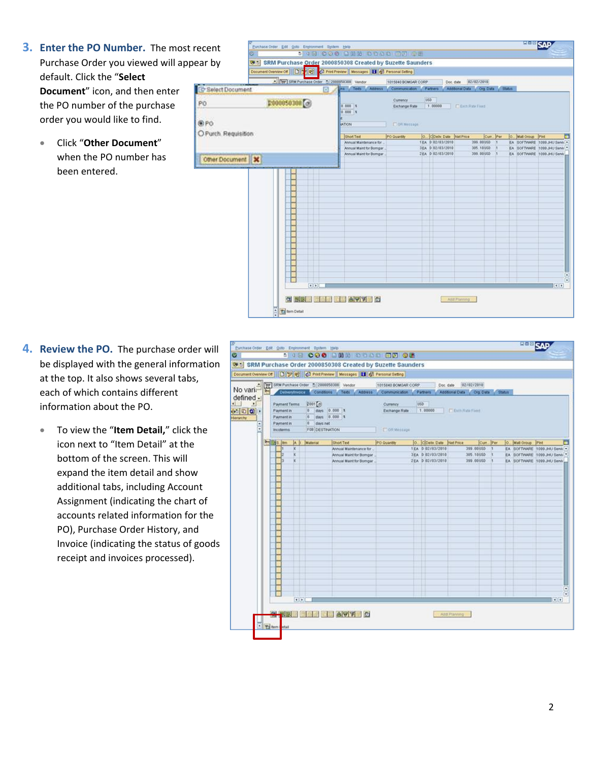3. **Enter the PO Number.** The most recent Purchase Order you viewed will appear by default. Click the "**Select Document**" icon, and then enter the PO number of the purchase order you would like to find.

   - Click "**Other Document**" when the PO number has been entered.

4. **Review the PO.** The purchase order will be displayed with the general information at the top. It also shows several tabs, each of which contains different information about the PO.

   - To view the "**Item Detail,**" click the icon next to "Item Detail" at the bottom of the screen. This will expand the item detail and show additional tabs, including Account Assignment (indicating the chart of accounts related information for the PO), Purchase Order History, and Invoice (indicating the status of goods receipt and invoices processed).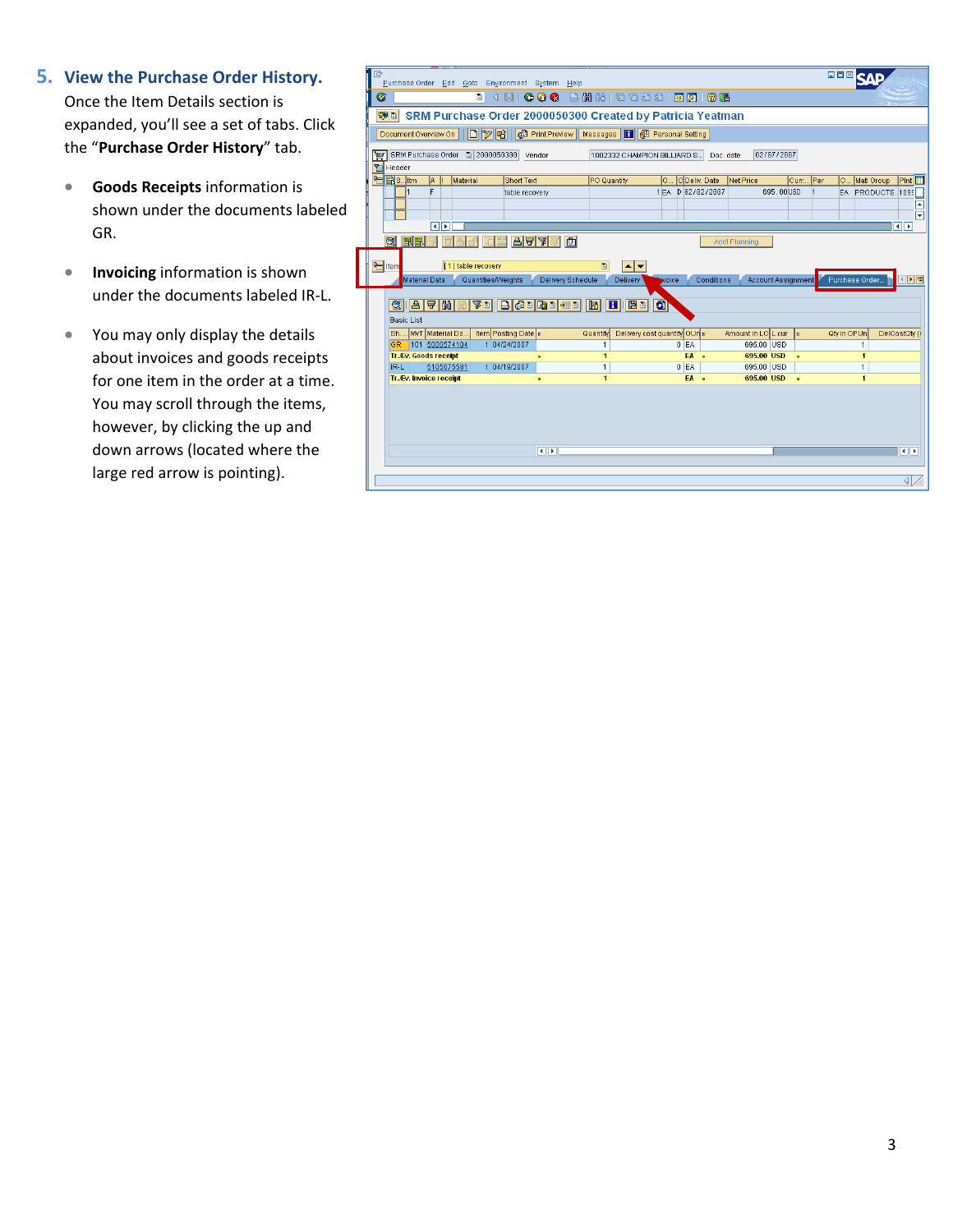5. **View the Purchase Order History.**

Once the Item Details section is expanded, you'll see a set of tabs. Click the "**Purchase Order History**" tab.

- **Goods Receipts** information is shown under the documents labeled GR.
- **Invoicing** information is shown under the documents labeled IR-L.
- You may only display the details about invoices and goods receipts for one item in the order at a time. You may scroll through the items, however, by clicking the up and down arrows (located where the large red arrow is pointing).